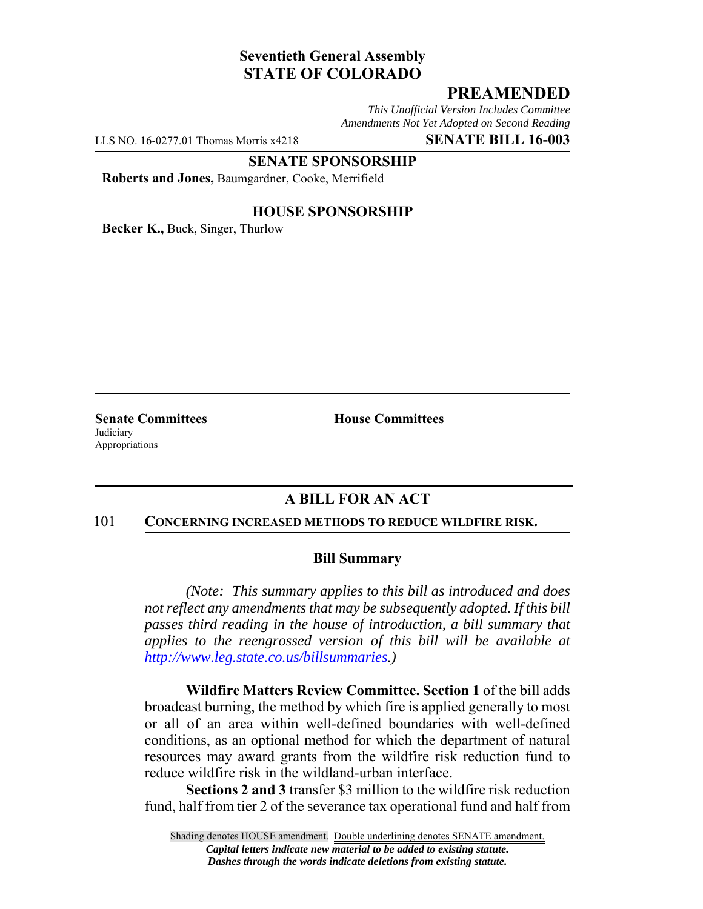**Seventieth General Assembly**
**STATE OF COLORADO**

# PREAMENDED

*This Unofficial Version Includes Committee Amendments Not Yet Adopted on Second Reading*

LLS NO. 16-0277.01 Thomas Morris x4218 **SENATE BILL 16-003**

**SENATE SPONSORSHIP**

**Roberts and Jones,** Baumgardner, Cooke, Merrifield

**HOUSE SPONSORSHIP**

**Becker K.,** Buck, Singer, Thurlow

**Senate Committees**
Judiciary
Appropriations

**House Committees**

## A BILL FOR AN ACT

101 CONCERNING INCREASED METHODS TO REDUCE WILDFIRE RISK.

### Bill Summary

*(Note: This summary applies to this bill as introduced and does not reflect any amendments that may be subsequently adopted. If this bill passes third reading in the house of introduction, a bill summary that applies to the reengrossed version of this bill will be available at http://www.leg.state.co.us/billsummaries.)*

**Wildfire Matters Review Committee. Section 1** of the bill adds broadcast burning, the method by which fire is applied generally to most or all of an area within well-defined boundaries with well-defined conditions, as an optional method for which the department of natural resources may award grants from the wildfire risk reduction fund to reduce wildfire risk in the wildland-urban interface.

**Sections 2 and 3** transfer $3 million to the wildfire risk reduction fund, half from tier 2 of the severance tax operational fund and half from

Shading denotes HOUSE amendment. Double underlining denotes SENATE amendment.
*Capital letters indicate new material to be added to existing statute.*
*Dashes through the words indicate deletions from existing statute.*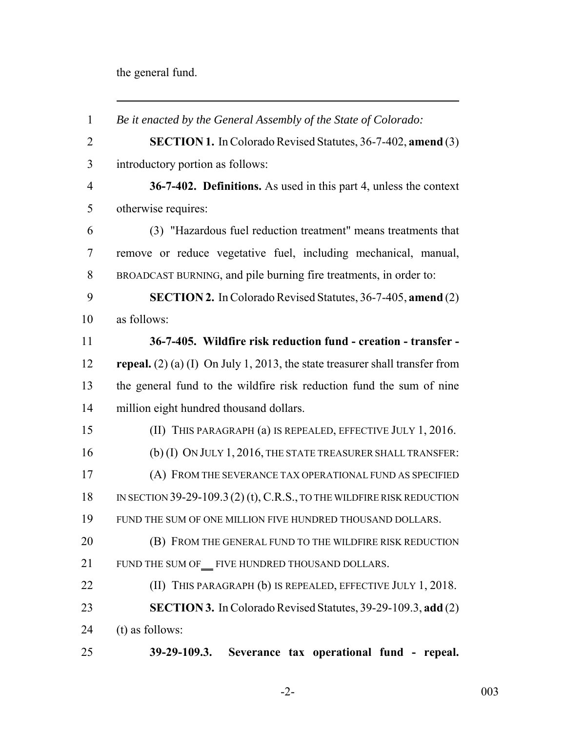the general fund.

---

*Be it enacted by the General Assembly of the State of Colorado:*

**SECTION 1.** In Colorado Revised Statutes, 36-7-402, **amend** (3) introductory portion as follows:

**36-7-402. Definitions.** As used in this part 4, unless the context otherwise requires:

(3) "Hazardous fuel reduction treatment" means treatments that remove or reduce vegetative fuel, including mechanical, manual, BROADCAST BURNING, and pile burning fire treatments, in order to:

**SECTION 2.** In Colorado Revised Statutes, 36-7-405, **amend** (2) as follows:

**36-7-405. Wildfire risk reduction fund - creation - transfer - repeal.** (2) (a) (I) On July 1, 2013, the state treasurer shall transfer from the general fund to the wildfire risk reduction fund the sum of nine million eight hundred thousand dollars.

(II) THIS PARAGRAPH (a) IS REPEALED, EFFECTIVE JULY 1, 2016.

(b) (I) ON JULY 1, 2016, THE STATE TREASURER SHALL TRANSFER:

(A) FROM THE SEVERANCE TAX OPERATIONAL FUND AS SPECIFIED IN SECTION 39-29-109.3 (2) (t), C.R.S., TO THE WILDFIRE RISK REDUCTION FUND THE SUM OF ONE MILLION FIVE HUNDRED THOUSAND DOLLARS.

(B) FROM THE GENERAL FUND TO THE WILDFIRE RISK REDUCTION FUND THE SUM OF ___ FIVE HUNDRED THOUSAND DOLLARS.

(II) THIS PARAGRAPH (b) IS REPEALED, EFFECTIVE JULY 1, 2018.

**SECTION 3.** In Colorado Revised Statutes, 39-29-109.3, **add** (2) (t) as follows:

**39-29-109.3. Severance tax operational fund - repeal.**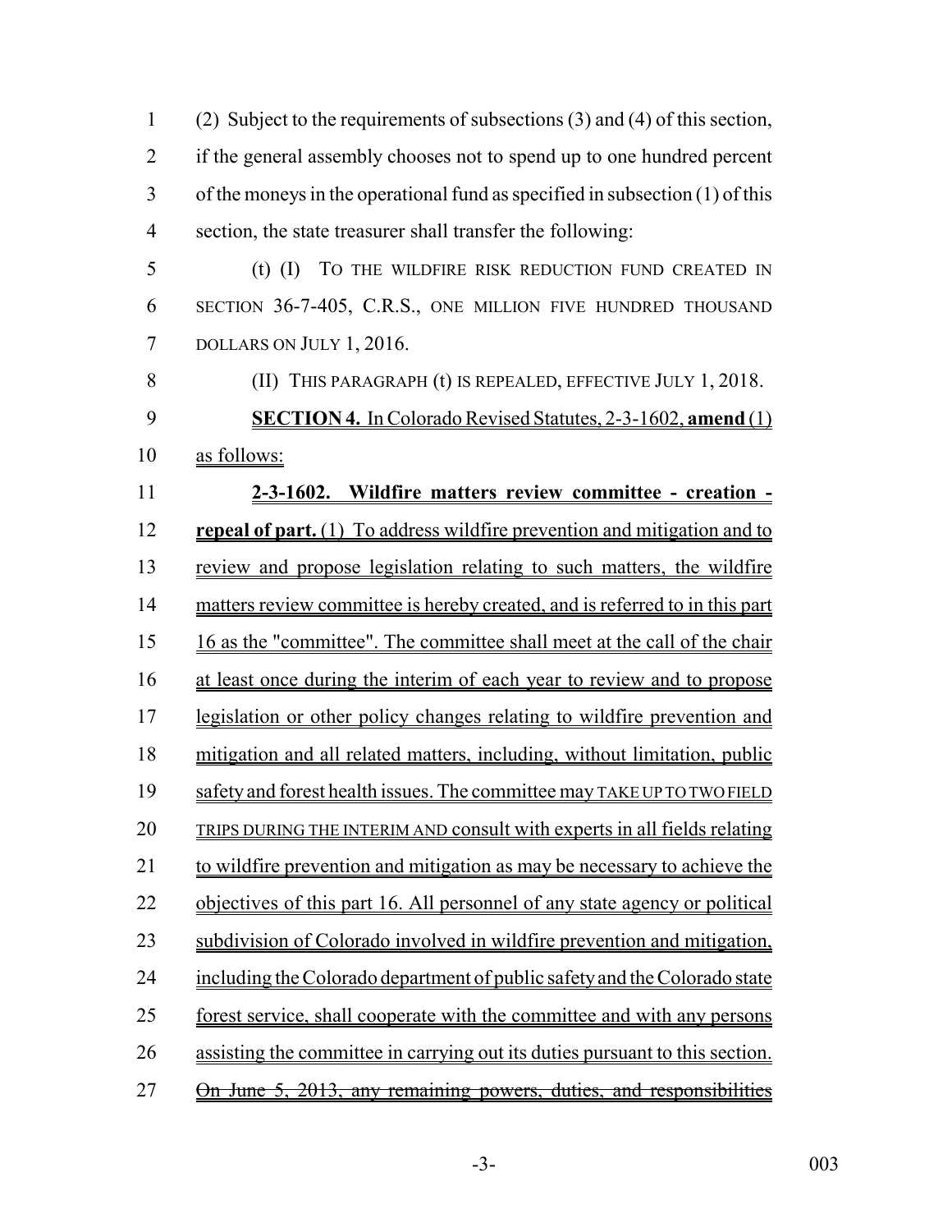(2) Subject to the requirements of subsections (3) and (4) of this section, if the general assembly chooses not to spend up to one hundred percent of the moneys in the operational fund as specified in subsection (1) of this section, the state treasurer shall transfer the following:

(t) (I) TO THE WILDFIRE RISK REDUCTION FUND CREATED IN SECTION 36-7-405, C.R.S., ONE MILLION FIVE HUNDRED THOUSAND DOLLARS ON JULY 1, 2016.

(II) THIS PARAGRAPH (t) IS REPEALED, EFFECTIVE JULY 1, 2018.

**SECTION 4.** In Colorado Revised Statutes, 2-3-1602, **amend** (1) as follows:

**2-3-1602. Wildfire matters review committee - creation - repeal of part.** (1) To address wildfire prevention and mitigation and to review and propose legislation relating to such matters, the wildfire matters review committee is hereby created, and is referred to in this part 16 as the "committee". The committee shall meet at the call of the chair at least once during the interim of each year to review and to propose legislation or other policy changes relating to wildfire prevention and mitigation and all related matters, including, without limitation, public safety and forest health issues. The committee may TAKE UP TO TWO FIELD TRIPS DURING THE INTERIM AND consult with experts in all fields relating to wildfire prevention and mitigation as may be necessary to achieve the objectives of this part 16. All personnel of any state agency or political subdivision of Colorado involved in wildfire prevention and mitigation, including the Colorado department of public safety and the Colorado state forest service, shall cooperate with the committee and with any persons assisting the committee in carrying out its duties pursuant to this section. ~~On June 5, 2013, any remaining powers, duties, and responsibilities~~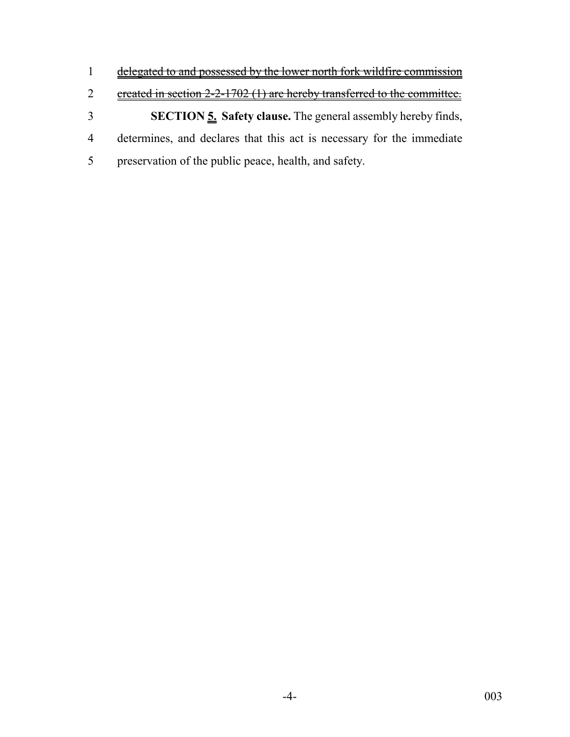~~delegated to and possessed by the lower north fork wildfire commission created in section 2-2-1702 (1) are hereby transferred to the committee.~~

**SECTION 5. Safety clause.** The general assembly hereby finds, determines, and declares that this act is necessary for the immediate preservation of the public peace, health, and safety.